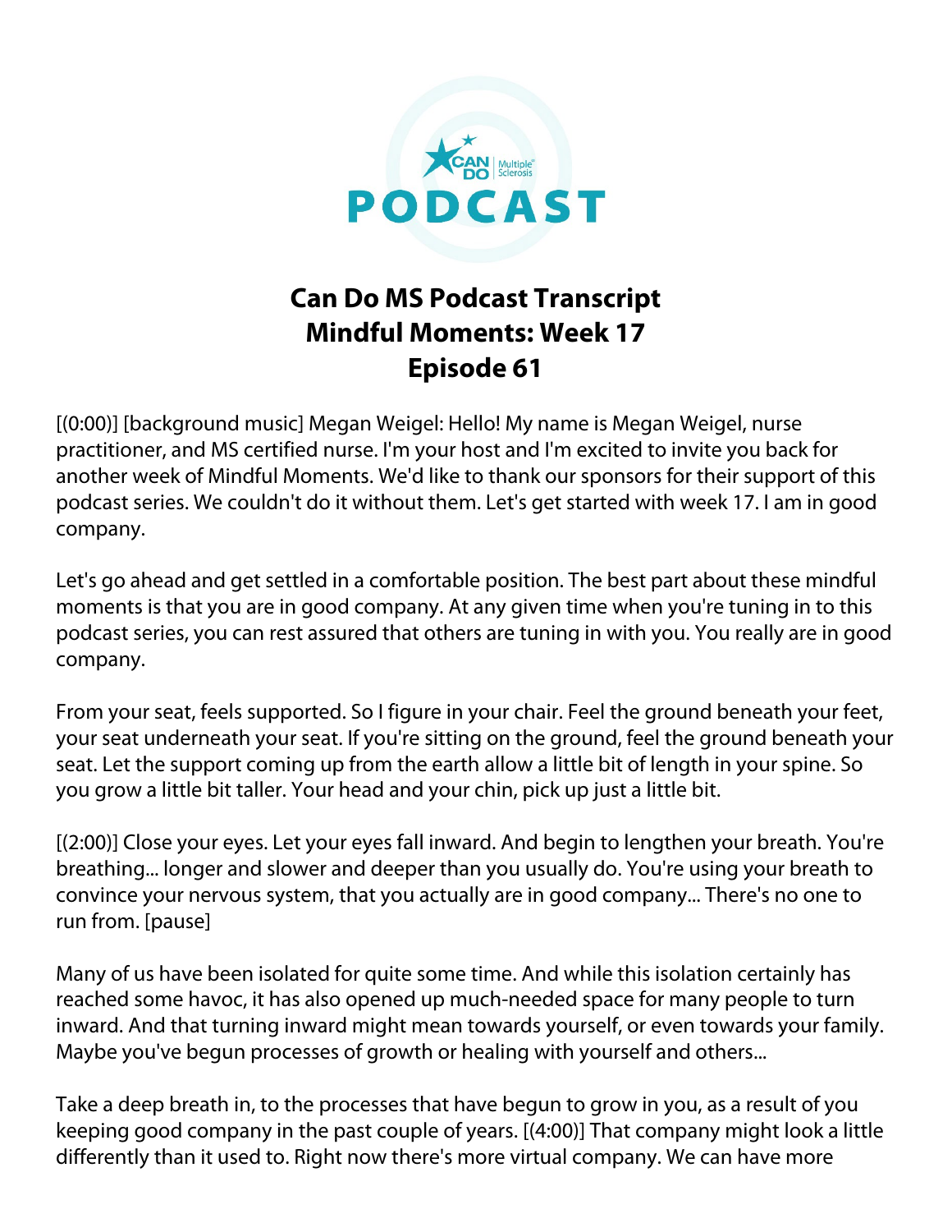# Can Do MS Podcast Transcript
## Mindful Moments: Week 17
## Episode 61

[(0:00)] [background music] Megan Weigel: Hello! My name is Megan Weigel, nurse practitioner, and MS certified nurse. I'm your host and I'm excited to invite you back for another week of Mindful Moments. We'd like to thank our sponsors for their support of this podcast series. We couldn't do it without them. Let's get started with week 17. I am in good company.

Let's go ahead and get settled in a comfortable position. The best part about these mindful moments is that you are in good company. At any given time when you're tuning in to this podcast series, you can rest assured that others are tuning in with you. You really are in good company.

From your seat, feels supported. So I figure in your chair. Feel the ground beneath your feet, your seat underneath your seat. If you're sitting on the ground, feel the ground beneath your seat. Let the support coming up from the earth allow a little bit of length in your spine. So you grow a little bit taller. Your head and your chin, pick up just a little bit.

[(2:00)] Close your eyes. Let your eyes fall inward. And begin to lengthen your breath. You're breathing... longer and slower and deeper than you usually do. You're using your breath to convince your nervous system, that you actually are in good company... There's no one to run from. [pause]

Many of us have been isolated for quite some time. And while this isolation certainly has reached some havoc, it has also opened up much-needed space for many people to turn inward. And that turning inward might mean towards yourself, or even towards your family. Maybe you've begun processes of growth or healing with yourself and others...

Take a deep breath in, to the processes that have begun to grow in you, as a result of you keeping good company in the past couple of years. [(4:00)] That company might look a little differently than it used to. Right now there's more virtual company. We can have more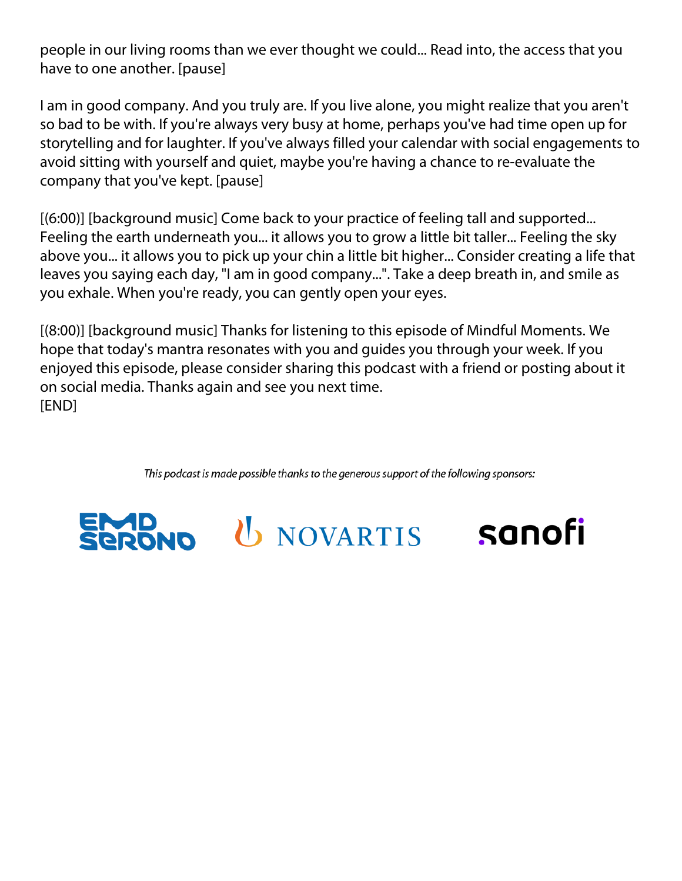people in our living rooms than we ever thought we could... Read into, the access that you have to one another. [pause]

I am in good company. And you truly are. If you live alone, you might realize that you aren't so bad to be with. If you're always very busy at home, perhaps you've had time open up for storytelling and for laughter. If you've always filled your calendar with social engagements to avoid sitting with yourself and quiet, maybe you're having a chance to re-evaluate the company that you've kept. [pause]

[(6:00)] [background music] Come back to your practice of feeling tall and supported... Feeling the earth underneath you... it allows you to grow a little bit taller... Feeling the sky above you... it allows you to pick up your chin a little bit higher... Consider creating a life that leaves you saying each day, "I am in good company...". Take a deep breath in, and smile as you exhale. When you're ready, you can gently open your eyes.

[(8:00)] [background music] Thanks for listening to this episode of Mindful Moments. We hope that today's mantra resonates with you and guides you through your week. If you enjoyed this episode, please consider sharing this podcast with a friend or posting about it on social media. Thanks again and see you next time.
[END]

*This podcast is made possible thanks to the generous support of the following sponsors:*

EMD SERONO NOVARTIS sanofi